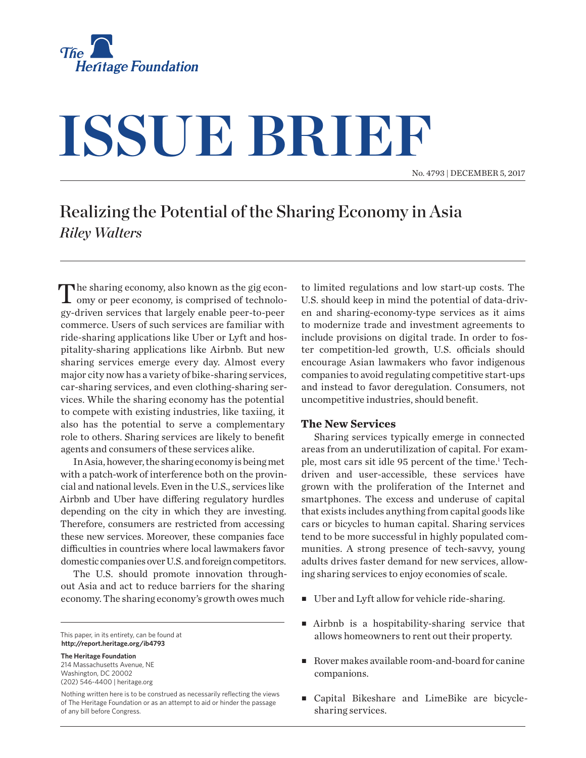The Heritage Foundation

# ISSUE BRIEF

No. 4793 | DECEMBER 5, 2017

## Realizing the Potential of the Sharing Economy in Asia

*Riley Walters*

The sharing economy, also known as the gig economy or peer economy, is comprised of technology-driven services that largely enable peer-to-peer commerce. Users of such services are familiar with ride-sharing applications like Uber or Lyft and hospitality-sharing applications like Airbnb. But new sharing services emerge every day. Almost every major city now has a variety of bike-sharing services, car-sharing services, and even clothing-sharing services. While the sharing economy has the potential to compete with existing industries, like taxiing, it also has the potential to serve a complementary role to others. Sharing services are likely to benefit agents and consumers of these services alike.

In Asia, however, the sharing economy is being met with a patch-work of interference both on the provincial and national levels. Even in the U.S., services like Airbnb and Uber have differing regulatory hurdles depending on the city in which they are investing. Therefore, consumers are restricted from accessing these new services. Moreover, these companies face difficulties in countries where local lawmakers favor domestic companies over U.S. and foreign competitors.

The U.S. should promote innovation throughout Asia and act to reduce barriers for the sharing economy. The sharing economy's growth owes much to limited regulations and low start-up costs. The U.S. should keep in mind the potential of data-driven and sharing-economy-type services as it aims to modernize trade and investment agreements to include provisions on digital trade. In order to foster competition-led growth, U.S. officials should encourage Asian lawmakers who favor indigenous companies to avoid regulating competitive start-ups and instead to favor deregulation. Consumers, not uncompetitive industries, should benefit.

### The New Services

Sharing services typically emerge in connected areas from an underutilization of capital. For example, most cars sit idle 95 percent of the time.[1] Tech-driven and user-accessible, these services have grown with the proliferation of the Internet and smartphones. The excess and underuse of capital that exists includes anything from capital goods like cars or bicycles to human capital. Sharing services tend to be more successful in highly populated communities. A strong presence of tech-savvy, young adults drives faster demand for new services, allowing sharing services to enjoy economies of scale.

- Uber and Lyft allow for vehicle ride-sharing.
- Airbnb is a hospitability-sharing service that allows homeowners to rent out their property.
- Rover makes available room-and-board for canine companions.
- Capital Bikeshare and LimeBike are bicycle-sharing services.

This paper, in its entirety, can be found at **http://report.heritage.org/ib4793**

**The Heritage Foundation**
214 Massachusetts Avenue, NE
Washington, DC 20002
(202) 546-4400 | heritage.org

Nothing written here is to be construed as necessarily reflecting the views of The Heritage Foundation or as an attempt to aid or hinder the passage of any bill before Congress.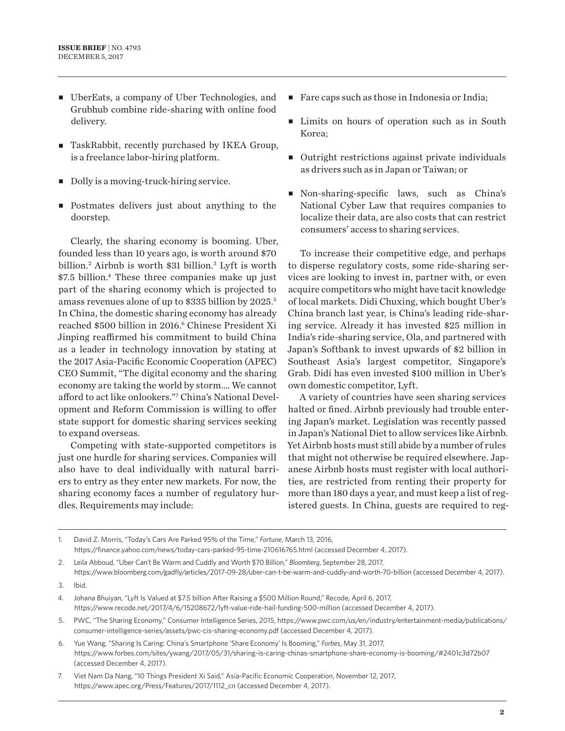- UberEats, a company of Uber Technologies, and Grubhub combine ride-sharing with online food delivery.
- TaskRabbit, recently purchased by IKEA Group, is a freelance labor-hiring platform.
- Dolly is a moving-truck-hiring service.
- Postmates delivers just about anything to the doorstep.

Clearly, the sharing economy is booming. Uber, founded less than 10 years ago, is worth around $70 billion.[2] Airbnb is worth $31 billion.[3] Lyft is worth $7.5 billion.[4] These three companies make up just part of the sharing economy which is projected to amass revenues alone of up to $335 billion by 2025.[5] In China, the domestic sharing economy has already reached $500 billion in 2016.[6] Chinese President Xi Jinping reaffirmed his commitment to build China as a leader in technology innovation by stating at the 2017 Asia-Pacific Economic Cooperation (APEC) CEO Summit, "The digital economy and the sharing economy are taking the world by storm.... We cannot afford to act like onlookers."[7] China's National Development and Reform Commission is willing to offer state support for domestic sharing services seeking to expand overseas.

Competing with state-supported competitors is just one hurdle for sharing services. Companies will also have to deal individually with natural barriers to entry as they enter new markets. For now, the sharing economy faces a number of regulatory hurdles. Requirements may include:

- Fare caps such as those in Indonesia or India;
- Limits on hours of operation such as in South Korea;
- Outright restrictions against private individuals as drivers such as in Japan or Taiwan; or
- Non-sharing-specific laws, such as China's National Cyber Law that requires companies to localize their data, are also costs that can restrict consumers' access to sharing services.

To increase their competitive edge, and perhaps to disperse regulatory costs, some ride-sharing services are looking to invest in, partner with, or even acquire competitors who might have tacit knowledge of local markets. Didi Chuxing, which bought Uber's China branch last year, is China's leading ride-sharing service. Already it has invested $25 million in India's ride-sharing service, Ola, and partnered with Japan's Softbank to invest upwards of $2 billion in Southeast Asia's largest competitor, Singapore's Grab. Didi has even invested $100 million in Uber's own domestic competitor, Lyft.

A variety of countries have seen sharing services halted or fined. Airbnb previously had trouble entering Japan's market. Legislation was recently passed in Japan's National Diet to allow services like Airbnb. Yet Airbnb hosts must still abide by a number of rules that might not otherwise be required elsewhere. Japanese Airbnb hosts must register with local authorities, are restricted from renting their property for more than 180 days a year, and must keep a list of registered guests. In China, guests are required to reg-

---

1. David Z. Morris, "Today's Cars Are Parked 95% of the Time," *Fortune*, March 13, 2016, https://finance.yahoo.com/news/today-cars-parked-95-time-210616765.html (accessed December 4, 2017).
2. Leila Abboud, "Uber Can't Be Warm and Cuddly and Worth $70 Billion," *Bloomberg*, September 28, 2017, https://www.bloomberg.com/gadfly/articles/2017-09-28/uber-can-t-be-warm-and-cuddly-and-worth-70-billion (accessed December 4, 2017).
3. Ibid.
4. Johana Bhuiyan, "Lyft Is Valued at $7.5 billion After Raising a $500 Million Round," Recode, April 6, 2017, https://www.recode.net/2017/4/6/15208672/lyft-value-ride-hail-funding-500-million (accessed December 4, 2017).
5. PWC, "The Sharing Economy," Consumer Intelligence Series, 2015, https://www.pwc.com/us/en/industry/entertainment-media/publications/consumer-intelligence-series/assets/pwc-cis-sharing-economy.pdf (accessed December 4, 2017).
6. Yue Wang, "Sharing Is Caring: China's Smartphone 'Share Economy' Is Booming," *Forbes*, May 31, 2017, https://www.forbes.com/sites/ywang/2017/05/31/sharing-is-caring-chinas-smartphone-share-economy-is-booming/#2401c3d72b07 (accessed December 4, 2017).
7. Viet Nam Da Nang, "10 Things President Xi Said," Asia-Pacific Economic Cooperation, November 12, 2017, https://www.apec.org/Press/Features/2017/1112_cn (accessed December 4, 2017).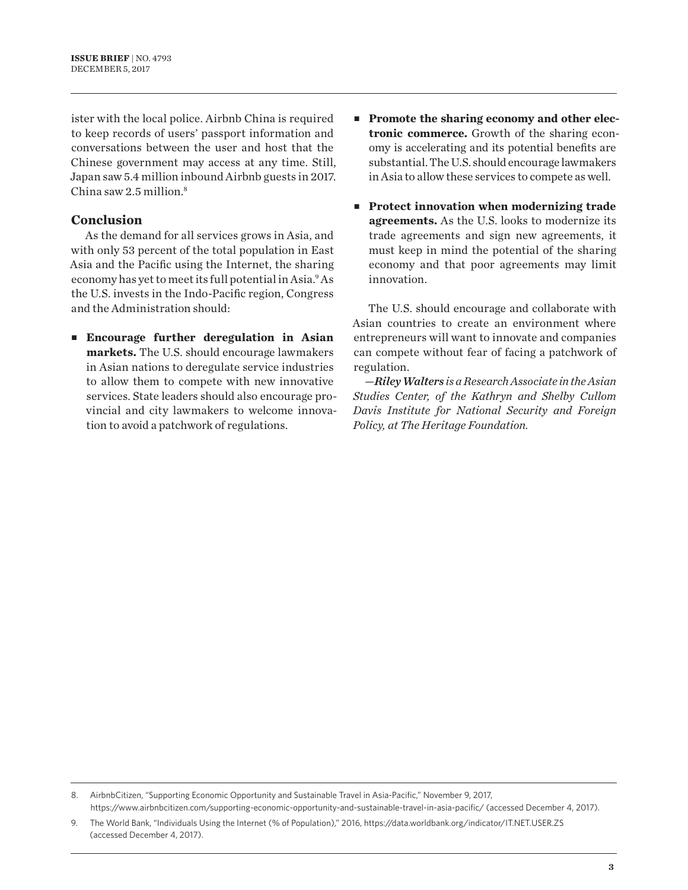ister with the local police. Airbnb China is required to keep records of users' passport information and conversations between the user and host that the Chinese government may access at any time. Still, Japan saw 5.4 million inbound Airbnb guests in 2017. China saw 2.5 million.[8]

## Conclusion

As the demand for all services grows in Asia, and with only 53 percent of the total population in East Asia and the Pacific using the Internet, the sharing economy has yet to meet its full potential in Asia.[9] As the U.S. invests in the Indo-Pacific region, Congress and the Administration should:

- **Encourage further deregulation in Asian markets.** The U.S. should encourage lawmakers in Asian nations to deregulate service industries to allow them to compete with new innovative services. State leaders should also encourage provincial and city lawmakers to welcome innovation to avoid a patchwork of regulations.
- **Promote the sharing economy and other electronic commerce.** Growth of the sharing economy is accelerating and its potential benefits are substantial. The U.S. should encourage lawmakers in Asia to allow these services to compete as well.
- **Protect innovation when modernizing trade agreements.** As the U.S. looks to modernize its trade agreements and sign new agreements, it must keep in mind the potential of the sharing economy and that poor agreements may limit innovation.

The U.S. should encourage and collaborate with Asian countries to create an environment where entrepreneurs will want to innovate and companies can compete without fear of facing a patchwork of regulation.

*—**Riley Walters** is a Research Associate in the Asian Studies Center, of the Kathryn and Shelby Cullom Davis Institute for National Security and Foreign Policy, at The Heritage Foundation.*

---

8. AirbnbCitizen, "Supporting Economic Opportunity and Sustainable Travel in Asia-Pacific," November 9, 2017, https://www.airbnbcitizen.com/supporting-economic-opportunity-and-sustainable-travel-in-asia-pacific/ (accessed December 4, 2017).
9. The World Bank, "Individuals Using the Internet (% of Population)," 2016, https://data.worldbank.org/indicator/IT.NET.USER.ZS (accessed December 4, 2017).